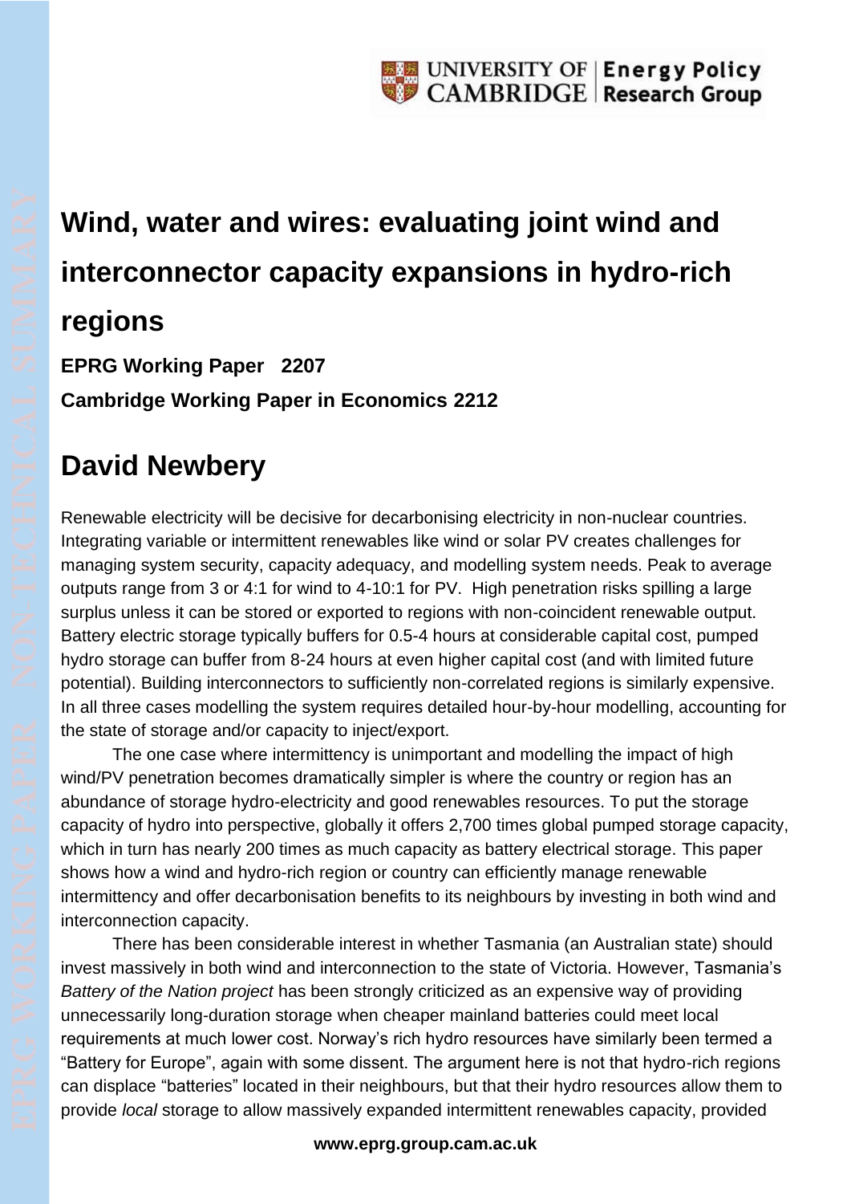UNIVERSITY OF CAMBRIDGE | Energy Policy Research Group

# Wind, water and wires: evaluating joint wind and interconnector capacity expansions in hydro-rich regions

**EPRG Working Paper 2207**

**Cambridge Working Paper in Economics 2212**

## David Newbery

Renewable electricity will be decisive for decarbonising electricity in non-nuclear countries. Integrating variable or intermittent renewables like wind or solar PV creates challenges for managing system security, capacity adequacy, and modelling system needs. Peak to average outputs range from 3 or 4:1 for wind to 4-10:1 for PV. High penetration risks spilling a large surplus unless it can be stored or exported to regions with non-coincident renewable output. Battery electric storage typically buffers for 0.5-4 hours at considerable capital cost, pumped hydro storage can buffer from 8-24 hours at even higher capital cost (and with limited future potential). Building interconnectors to sufficiently non-correlated regions is similarly expensive. In all three cases modelling the system requires detailed hour-by-hour modelling, accounting for the state of storage and/or capacity to inject/export.

The one case where intermittency is unimportant and modelling the impact of high wind/PV penetration becomes dramatically simpler is where the country or region has an abundance of storage hydro-electricity and good renewables resources. To put the storage capacity of hydro into perspective, globally it offers 2,700 times global pumped storage capacity, which in turn has nearly 200 times as much capacity as battery electrical storage. This paper shows how a wind and hydro-rich region or country can efficiently manage renewable intermittency and offer decarbonisation benefits to its neighbours by investing in both wind and interconnection capacity.

There has been considerable interest in whether Tasmania (an Australian state) should invest massively in both wind and interconnection to the state of Victoria. However, Tasmania's *Battery of the Nation project* has been strongly criticized as an expensive way of providing unnecessarily long-duration storage when cheaper mainland batteries could meet local requirements at much lower cost. Norway's rich hydro resources have similarly been termed a "Battery for Europe", again with some dissent. The argument here is not that hydro-rich regions can displace "batteries" located in their neighbours, but that their hydro resources allow them to provide *local* storage to allow massively expanded intermittent renewables capacity, provided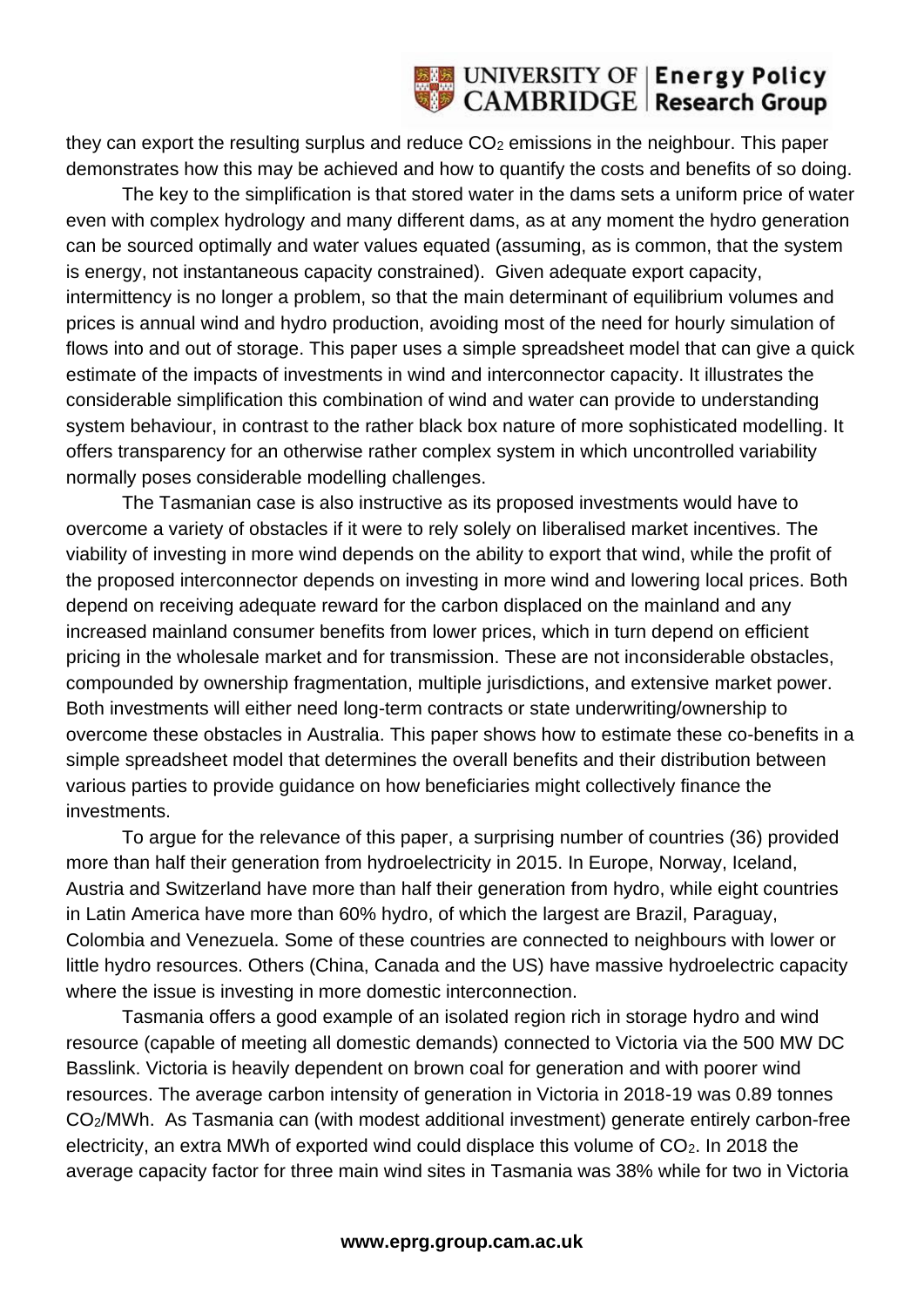they can export the resulting surplus and reduce $CO_2$ emissions in the neighbour. This paper demonstrates how this may be achieved and how to quantify the costs and benefits of so doing.

The key to the simplification is that stored water in the dams sets a uniform price of water even with complex hydrology and many different dams, as at any moment the hydro generation can be sourced optimally and water values equated (assuming, as is common, that the system is energy, not instantaneous capacity constrained). Given adequate export capacity, intermittency is no longer a problem, so that the main determinant of equilibrium volumes and prices is annual wind and hydro production, avoiding most of the need for hourly simulation of flows into and out of storage. This paper uses a simple spreadsheet model that can give a quick estimate of the impacts of investments in wind and interconnector capacity. It illustrates the considerable simplification this combination of wind and water can provide to understanding system behaviour, in contrast to the rather black box nature of more sophisticated modelling. It offers transparency for an otherwise rather complex system in which uncontrolled variability normally poses considerable modelling challenges.

The Tasmanian case is also instructive as its proposed investments would have to overcome a variety of obstacles if it were to rely solely on liberalised market incentives. The viability of investing in more wind depends on the ability to export that wind, while the profit of the proposed interconnector depends on investing in more wind and lowering local prices. Both depend on receiving adequate reward for the carbon displaced on the mainland and any increased mainland consumer benefits from lower prices, which in turn depend on efficient pricing in the wholesale market and for transmission. These are not inconsiderable obstacles, compounded by ownership fragmentation, multiple jurisdictions, and extensive market power. Both investments will either need long-term contracts or state underwriting/ownership to overcome these obstacles in Australia. This paper shows how to estimate these co-benefits in a simple spreadsheet model that determines the overall benefits and their distribution between various parties to provide guidance on how beneficiaries might collectively finance the investments.

To argue for the relevance of this paper, a surprising number of countries (36) provided more than half their generation from hydroelectricity in 2015. In Europe, Norway, Iceland, Austria and Switzerland have more than half their generation from hydro, while eight countries in Latin America have more than 60% hydro, of which the largest are Brazil, Paraguay, Colombia and Venezuela. Some of these countries are connected to neighbours with lower or little hydro resources. Others (China, Canada and the US) have massive hydroelectric capacity where the issue is investing in more domestic interconnection.

Tasmania offers a good example of an isolated region rich in storage hydro and wind resource (capable of meeting all domestic demands) connected to Victoria via the 500 MW DC Basslink. Victoria is heavily dependent on brown coal for generation and with poorer wind resources. The average carbon intensity of generation in Victoria in 2018-19 was 0.89 tonnes $CO_2$/MWh. As Tasmania can (with modest additional investment) generate entirely carbon-free electricity, an extra MWh of exported wind could displace this volume of $CO_2$. In 2018 the average capacity factor for three main wind sites in Tasmania was 38% while for two in Victoria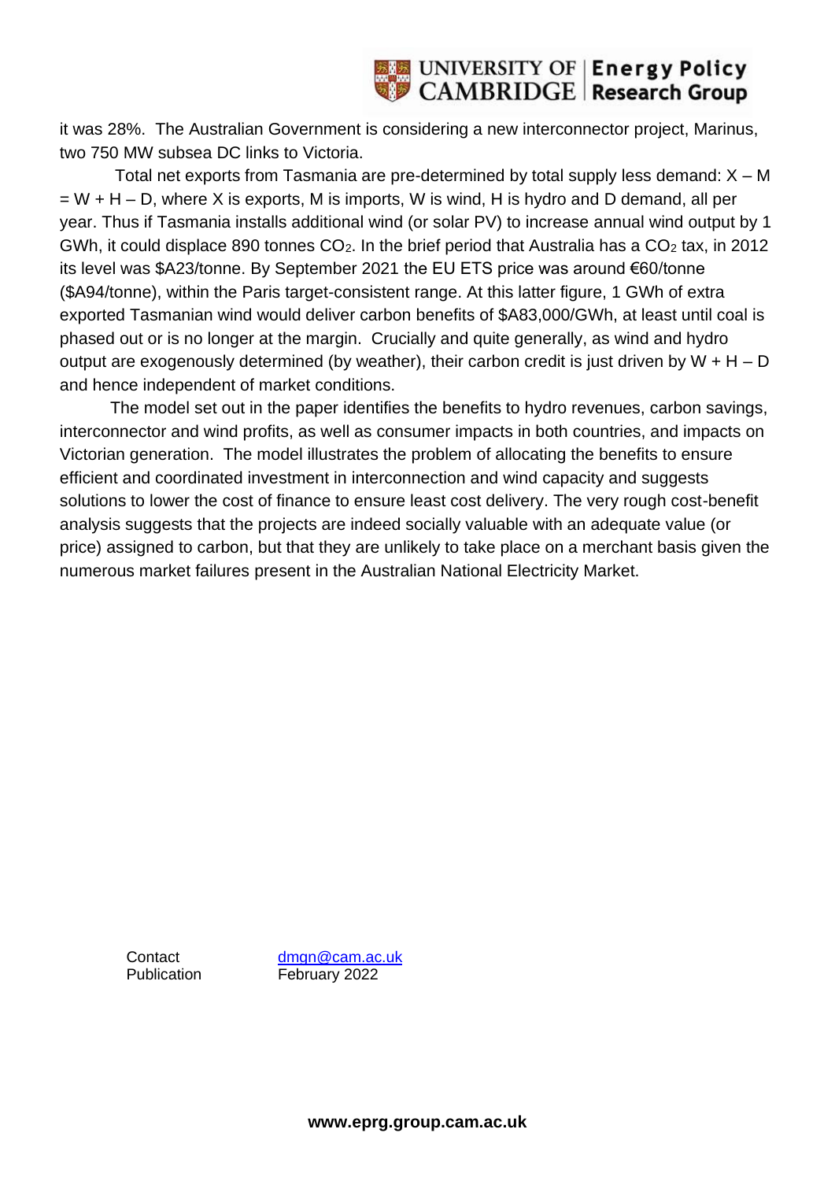it was 28%. The Australian Government is considering a new interconnector project, Marinus, two 750 MW subsea DC links to Victoria.

Total net exports from Tasmania are pre-determined by total supply less demand: $X - M = W + H - D$, where X is exports, M is imports, W is wind, H is hydro and D demand, all per year. Thus if Tasmania installs additional wind (or solar PV) to increase annual wind output by 1 GWh, it could displace 890 tonnes $CO_2$. In the brief period that Australia has a $CO_2$ tax, in 2012 its level was $A23/tonne. By September 2021 the EU ETS price was around €60/tonne ($A94/tonne), within the Paris target-consistent range. At this latter figure, 1 GWh of extra exported Tasmanian wind would deliver carbon benefits of $A83,000/GWh, at least until coal is phased out or is no longer at the margin. Crucially and quite generally, as wind and hydro output are exogenously determined (by weather), their carbon credit is just driven by $W + H - D$ and hence independent of market conditions.

The model set out in the paper identifies the benefits to hydro revenues, carbon savings, interconnector and wind profits, as well as consumer impacts in both countries, and impacts on Victorian generation. The model illustrates the problem of allocating the benefits to ensure efficient and coordinated investment in interconnection and wind capacity and suggests solutions to lower the cost of finance to ensure least cost delivery. The very rough cost-benefit analysis suggests that the projects are indeed socially valuable with an adequate value (or price) assigned to carbon, but that they are unlikely to take place on a merchant basis given the numerous market failures present in the Australian National Electricity Market.

| | |
|---|---|
| Contact | dmgn@cam.ac.uk |
| Publication | February 2022 |